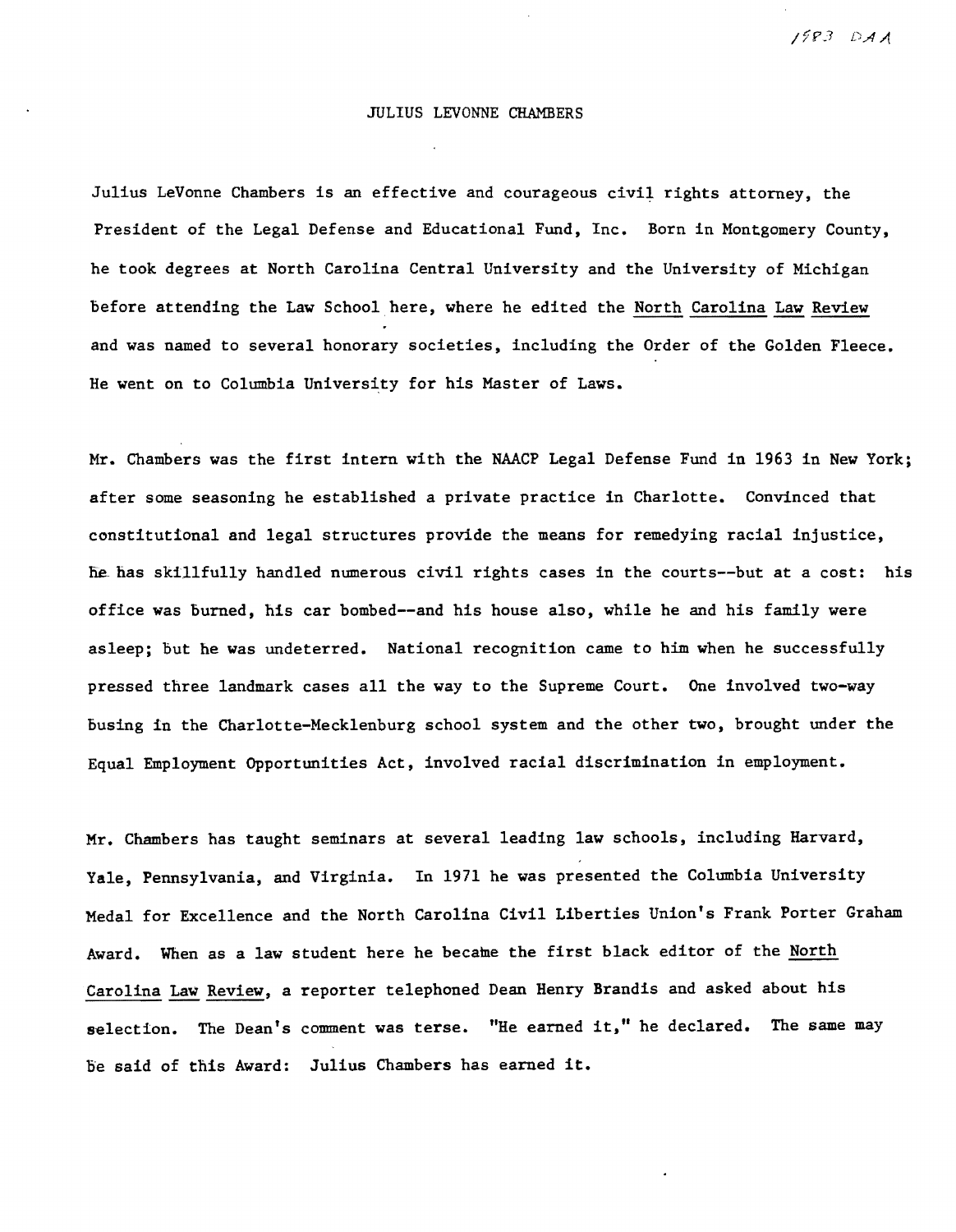1983 DAA

# JULIUS LEVONNE CHAMBERS

Julius LeVonne Chambers is an effective and courageous civil rights attorney, the President of the Legal Defense and Educational Fund, Inc. Born in Montgomery County, he took degrees at North Carolina Central University and the University of Michigan before attending the Law School here, where he edited the <u>North Carolina Law Review</u> and was named to several honorary societies, including the Order of the Golden Fleece. He went on to Columbia University for his Master of Laws.

Mr. Chambers was the first intern with the NAACP Legal Defense Fund in 1963 in New York; after some seasoning he established a private practice in Charlotte. Convinced that constitutional and legal structures provide the means for remedying racial injustice, he has skillfully handled numerous civil rights cases in the courts--but at a cost: his office was burned, his car bombed--and his house also, while he and his family were asleep; but he was undeterred. National recognition came to him when he successfully pressed three landmark cases all the way to the Supreme Court. One involved two-way busing in the Charlotte-Mecklenburg school system and the other two, brought under the Equal Employment Opportunities Act, involved racial discrimination in employment.

Mr. Chambers has taught seminars at several leading law schools, including Harvard, Yale, Pennsylvania, and Virginia. In 1971 he was presented the Columbia University Medal for Excellence and the North Carolina Civil Liberties Union's Frank Porter Graham Award. When as a law student here he became the first black editor of the <u>North Carolina Law Review</u>, a reporter telephoned Dean Henry Brandis and asked about his selection. The Dean's comment was terse. "He earned it," he declared. The same may be said of this Award: Julius Chambers has earned it.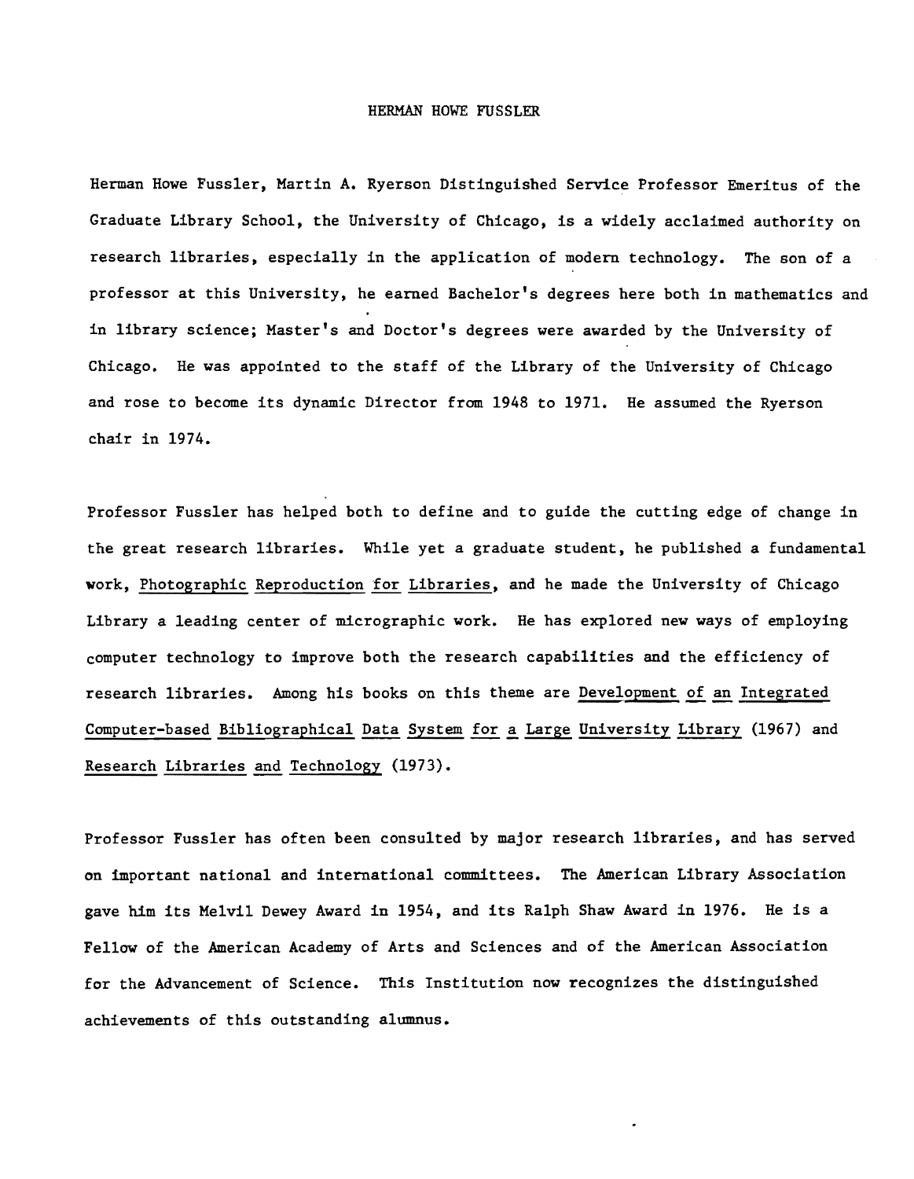# HERMAN HOWE FUSSLER

Herman Howe Fussler, Martin A. Ryerson Distinguished Service Professor Emeritus of the Graduate Library School, the University of Chicago, is a widely acclaimed authority on research libraries, especially in the application of modern technology. The son of a professor at this University, he earned Bachelor's degrees here both in mathematics and in library science; Master's and Doctor's degrees were awarded by the University of Chicago. He was appointed to the staff of the Library of the University of Chicago and rose to become its dynamic Director from 1948 to 1971. He assumed the Ryerson chair in 1974.

Professor Fussler has helped both to define and to guide the cutting edge of change in the great research libraries. While yet a graduate student, he published a fundamental work, Photographic Reproduction for Libraries, and he made the University of Chicago Library a leading center of micrographic work. He has explored new ways of employing computer technology to improve both the research capabilities and the efficiency of research libraries. Among his books on this theme are Development of an Integrated Computer-based Bibliographical Data System for a Large University Library (1967) and Research Libraries and Technology (1973).

Professor Fussler has often been consulted by major research libraries, and has served on important national and international committees. The American Library Association gave him its Melvil Dewey Award in 1954, and its Ralph Shaw Award in 1976. He is a Fellow of the American Academy of Arts and Sciences and of the American Association for the Advancement of Science. This Institution now recognizes the distinguished achievements of this outstanding alumnus.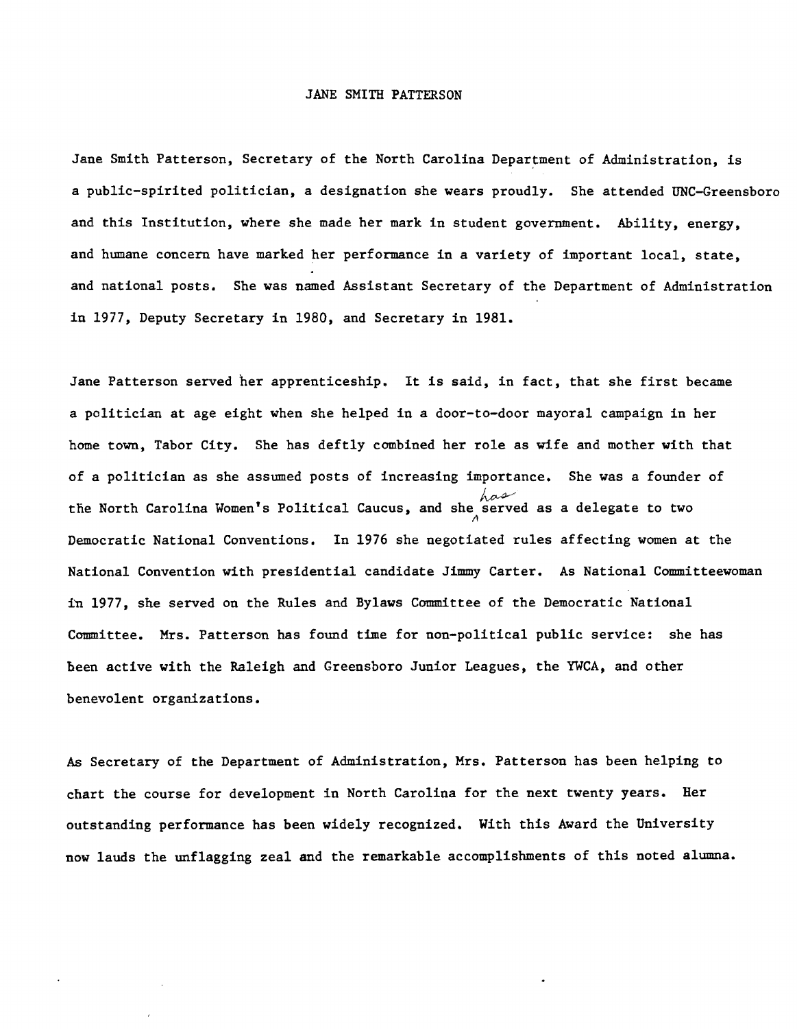# JANE SMITH PATTERSON

Jane Smith Patterson, Secretary of the North Carolina Department of Administration, is a public-spirited politician, a designation she wears proudly. She attended UNC-Greensboro and this Institution, where she made her mark in student government. Ability, energy, and humane concern have marked her performance in a variety of important local, state, and national posts. She was named Assistant Secretary of the Department of Administration in 1977, Deputy Secretary in 1980, and Secretary in 1981.

Jane Patterson served her apprenticeship. It is said, in fact, that she first became a politician at age eight when she helped in a door-to-door mayoral campaign in her home town, Tabor City. She has deftly combined her role as wife and mother with that of a politician as she assumed posts of increasing importance. She was a founder of the North Carolina Women's Political Caucus, and she has served as a delegate to two Democratic National Conventions. In 1976 she negotiated rules affecting women at the National Convention with presidential candidate Jimmy Carter. As National Committeewoman in 1977, she served on the Rules and Bylaws Committee of the Democratic National Committee. Mrs. Patterson has found time for non-political public service: she has been active with the Raleigh and Greensboro Junior Leagues, the YWCA, and other benevolent organizations.

As Secretary of the Department of Administration, Mrs. Patterson has been helping to chart the course for development in North Carolina for the next twenty years. Her outstanding performance has been widely recognized. With this Award the University now lauds the unflagging zeal and the remarkable accomplishments of this noted alumna.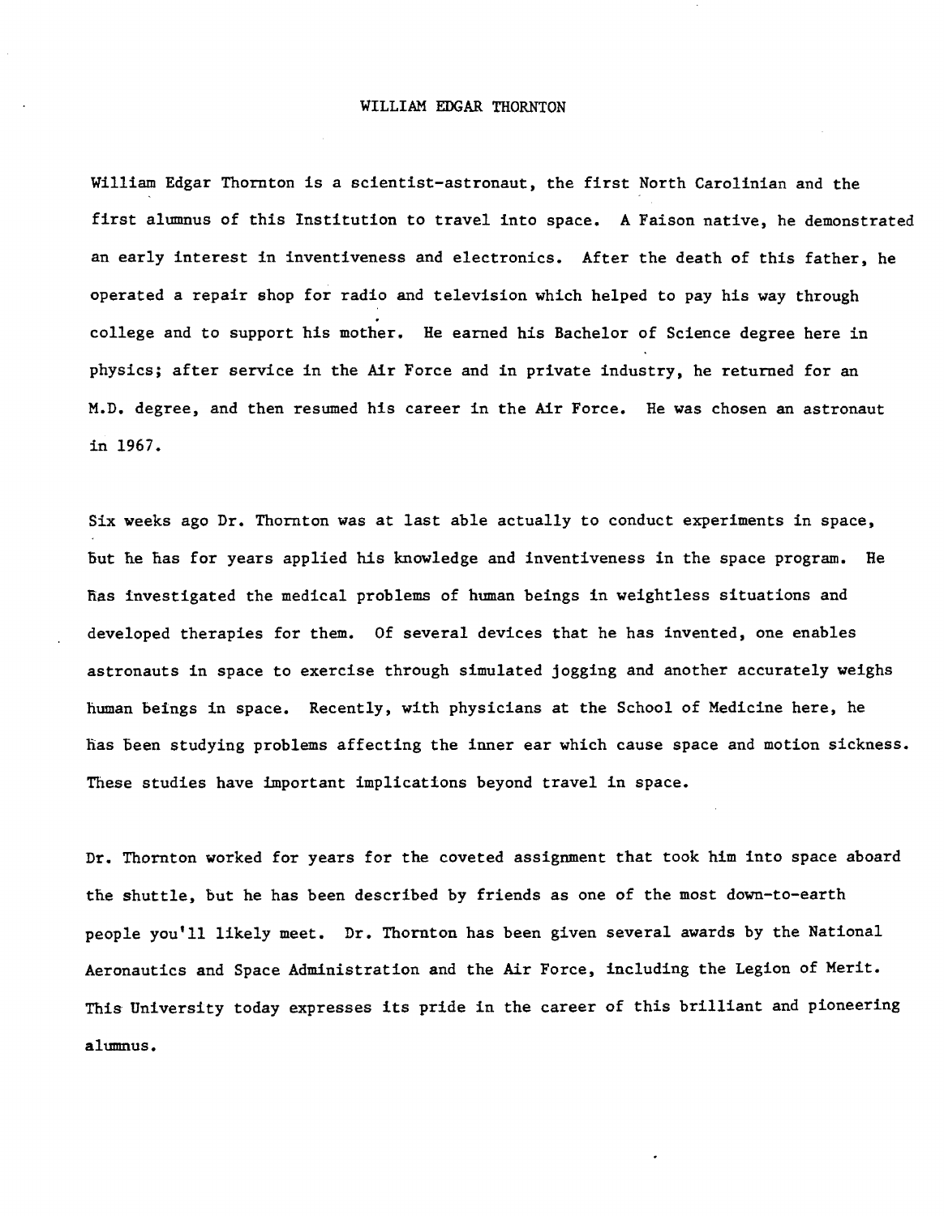# WILLIAM EDGAR THORNTON

William Edgar Thornton is a scientist-astronaut, the first North Carolinian and the first alumnus of this Institution to travel into space. A Faison native, he demonstrated an early interest in inventiveness and electronics. After the death of this father, he operated a repair shop for radio and television which helped to pay his way through college and to support his mother. He earned his Bachelor of Science degree here in physics; after service in the Air Force and in private industry, he returned for an M.D. degree, and then resumed his career in the Air Force. He was chosen an astronaut in 1967.

Six weeks ago Dr. Thornton was at last able actually to conduct experiments in space, but he has for years applied his knowledge and inventiveness in the space program. He has investigated the medical problems of human beings in weightless situations and developed therapies for them. Of several devices that he has invented, one enables astronauts in space to exercise through simulated jogging and another accurately weighs human beings in space. Recently, with physicians at the School of Medicine here, he has been studying problems affecting the inner ear which cause space and motion sickness. These studies have important implications beyond travel in space.

Dr. Thornton worked for years for the coveted assignment that took him into space aboard the shuttle, but he has been described by friends as one of the most down-to-earth people you'll likely meet. Dr. Thornton has been given several awards by the National Aeronautics and Space Administration and the Air Force, including the Legion of Merit. This University today expresses its pride in the career of this brilliant and pioneering alumnus.